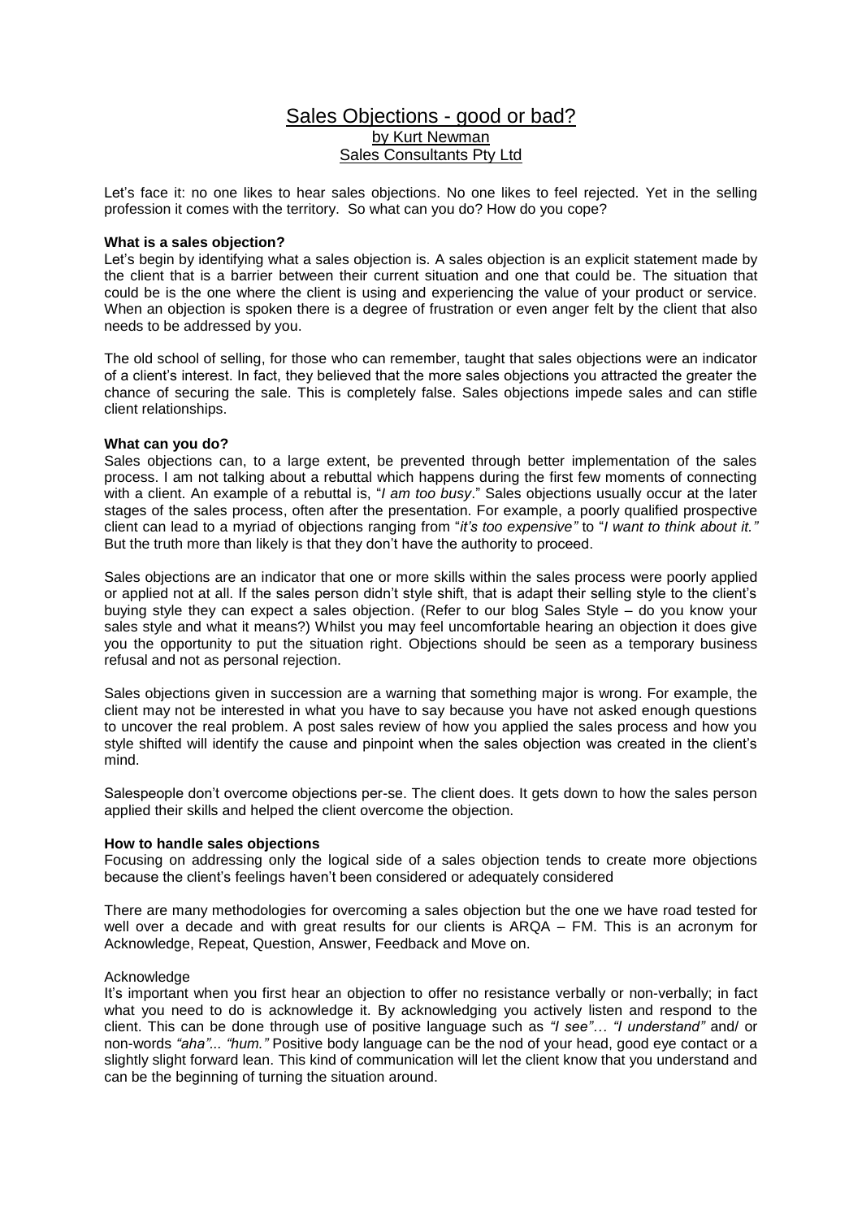# Sales Objections - good or bad?

by Kurt Newman

Sales Consultants Pty Ltd

Let's face it: no one likes to hear sales objections. No one likes to feel rejected. Yet in the selling profession it comes with the territory. So what can you do? How do you cope?

**What is a sales objection?**

Let's begin by identifying what a sales objection is. A sales objection is an explicit statement made by the client that is a barrier between their current situation and one that could be. The situation that could be is the one where the client is using and experiencing the value of your product or service. When an objection is spoken there is a degree of frustration or even anger felt by the client that also needs to be addressed by you.

The old school of selling, for those who can remember, taught that sales objections were an indicator of a client's interest. In fact, they believed that the more sales objections you attracted the greater the chance of securing the sale. This is completely false. Sales objections impede sales and can stifle client relationships.

**What can you do?**

Sales objections can, to a large extent, be prevented through better implementation of the sales process. I am not talking about a rebuttal which happens during the first few moments of connecting with a client. An example of a rebuttal is, "*I am too busy*." Sales objections usually occur at the later stages of the sales process, often after the presentation. For example, a poorly qualified prospective client can lead to a myriad of objections ranging from "*it's too expensive"* to "*I want to think about it."* But the truth more than likely is that they don't have the authority to proceed.

Sales objections are an indicator that one or more skills within the sales process were poorly applied or applied not at all. If the sales person didn't style shift, that is adapt their selling style to the client's buying style they can expect a sales objection. (Refer to our blog Sales Style – do you know your sales style and what it means?) Whilst you may feel uncomfortable hearing an objection it does give you the opportunity to put the situation right. Objections should be seen as a temporary business refusal and not as personal rejection.

Sales objections given in succession are a warning that something major is wrong. For example, the client may not be interested in what you have to say because you have not asked enough questions to uncover the real problem. A post sales review of how you applied the sales process and how you style shifted will identify the cause and pinpoint when the sales objection was created in the client's mind.

Salespeople don't overcome objections per-se. The client does. It gets down to how the sales person applied their skills and helped the client overcome the objection.

**How to handle sales objections**

Focusing on addressing only the logical side of a sales objection tends to create more objections because the client's feelings haven't been considered or adequately considered

There are many methodologies for overcoming a sales objection but the one we have road tested for well over a decade and with great results for our clients is ARQA – FM. This is an acronym for Acknowledge, Repeat, Question, Answer, Feedback and Move on.

Acknowledge

It's important when you first hear an objection to offer no resistance verbally or non-verbally; in fact what you need to do is acknowledge it. By acknowledging you actively listen and respond to the client. This can be done through use of positive language such as *"I see"*… *"I understand"* and/ or non-words *"aha"... "hum."* Positive body language can be the nod of your head, good eye contact or a slightly slight forward lean. This kind of communication will let the client know that you understand and can be the beginning of turning the situation around.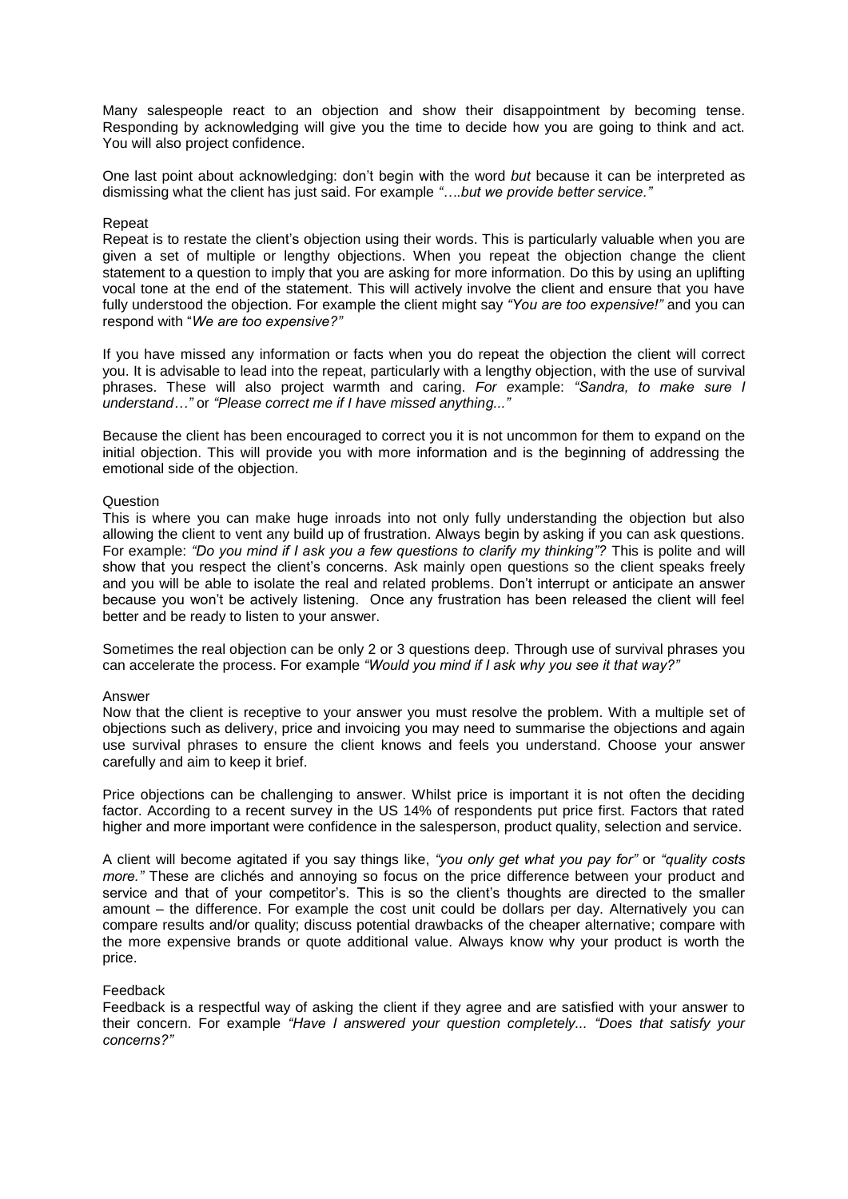Many salespeople react to an objection and show their disappointment by becoming tense. Responding by acknowledging will give you the time to decide how you are going to think and act. You will also project confidence.

One last point about acknowledging: don't begin with the word *but* because it can be interpreted as dismissing what the client has just said. For example *"….but we provide better service."*

### Repeat

Repeat is to restate the client's objection using their words. This is particularly valuable when you are given a set of multiple or lengthy objections. When you repeat the objection change the client statement to a question to imply that you are asking for more information. Do this by using an uplifting vocal tone at the end of the statement. This will actively involve the client and ensure that you have fully understood the objection. For example the client might say *"You are too expensive!"* and you can respond with "*We are too expensive?"*

If you have missed any information or facts when you do repeat the objection the client will correct you. It is advisable to lead into the repeat, particularly with a lengthy objection, with the use of survival phrases. These will also project warmth and caring. *For example: "Sandra, to make sure I understand…"* or *"Please correct me if I have missed anything..."*

Because the client has been encouraged to correct you it is not uncommon for them to expand on the initial objection. This will provide you with more information and is the beginning of addressing the emotional side of the objection.

### Question

This is where you can make huge inroads into not only fully understanding the objection but also allowing the client to vent any build up of frustration. Always begin by asking if you can ask questions. For example: *"Do you mind if I ask you a few questions to clarify my thinking"?* This is polite and will show that you respect the client's concerns. Ask mainly open questions so the client speaks freely and you will be able to isolate the real and related problems. Don't interrupt or anticipate an answer because you won't be actively listening. Once any frustration has been released the client will feel better and be ready to listen to your answer.

Sometimes the real objection can be only 2 or 3 questions deep. Through use of survival phrases you can accelerate the process. For example *"Would you mind if I ask why you see it that way?"*

### Answer

Now that the client is receptive to your answer you must resolve the problem. With a multiple set of objections such as delivery, price and invoicing you may need to summarise the objections and again use survival phrases to ensure the client knows and feels you understand. Choose your answer carefully and aim to keep it brief.

Price objections can be challenging to answer. Whilst price is important it is not often the deciding factor. According to a recent survey in the US 14% of respondents put price first. Factors that rated higher and more important were confidence in the salesperson, product quality, selection and service.

A client will become agitated if you say things like, *"you only get what you pay for"* or *"quality costs more."* These are clichés and annoying so focus on the price difference between your product and service and that of your competitor's. This is so the client's thoughts are directed to the smaller amount – the difference. For example the cost unit could be dollars per day. Alternatively you can compare results and/or quality; discuss potential drawbacks of the cheaper alternative; compare with the more expensive brands or quote additional value. Always know why your product is worth the price.

### Feedback

Feedback is a respectful way of asking the client if they agree and are satisfied with your answer to their concern. For example *"Have I answered your question completely... "Does that satisfy your concerns?"*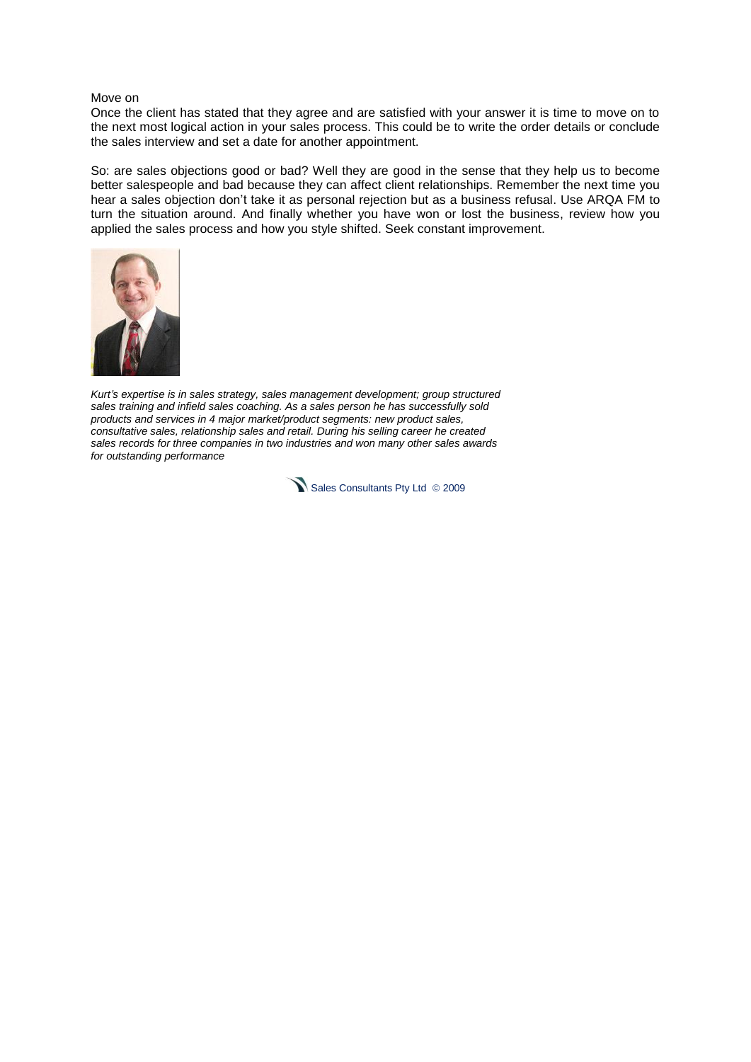Move on

Once the client has stated that they agree and are satisfied with your answer it is time to move on to the next most logical action in your sales process. This could be to write the order details or conclude the sales interview and set a date for another appointment.

So: are sales objections good or bad? Well they are good in the sense that they help us to become better salespeople and bad because they can affect client relationships. Remember the next time you hear a sales objection don't take it as personal rejection but as a business refusal. Use ARQA FM to turn the situation around. And finally whether you have won or lost the business, review how you applied the sales process and how you style shifted. Seek constant improvement.

*Kurt's expertise is in sales strategy, sales management development; group structured sales training and infield sales coaching. As a sales person he has successfully sold products and services in 4 major market/product segments: new product sales, consultative sales, relationship sales and retail. During his selling career he created sales records for three companies in two industries and won many other sales awards for outstanding performance*

Sales Consultants Pty Ltd © 2009